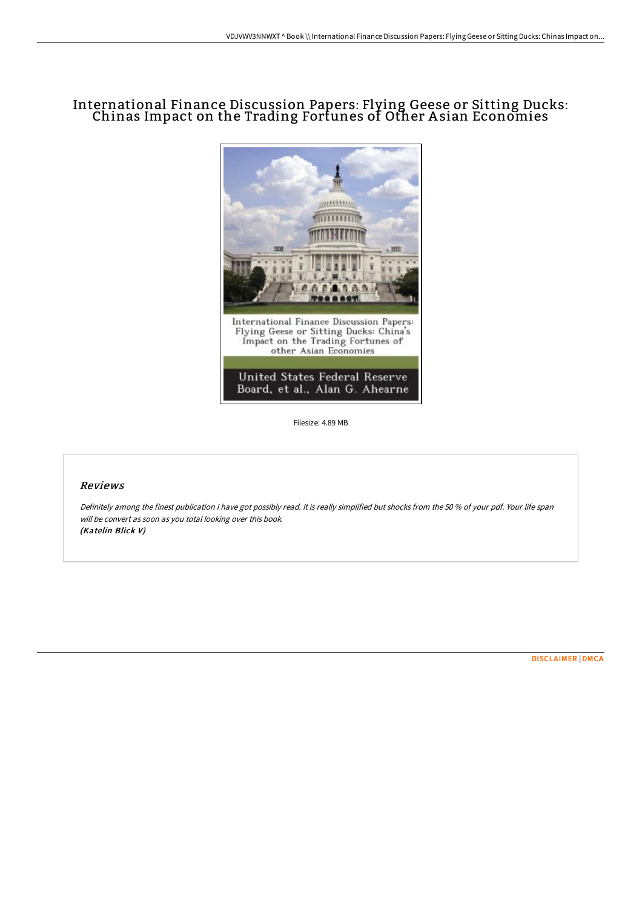# International Finance Discussion Papers: Flying Geese or Sitting Ducks: Chinas Impact on the Trading Fortunes of Other Asian Economies

Filesize: 4.89 MB

## Reviews

*Definitely among the finest publication I have got possibly read. It is really simplified but shocks from the 50 % of your pdf. Your life span will be convert as soon as you total looking over this book.*
***(Katelin Blick V)***

DISCLAIMER | DMCA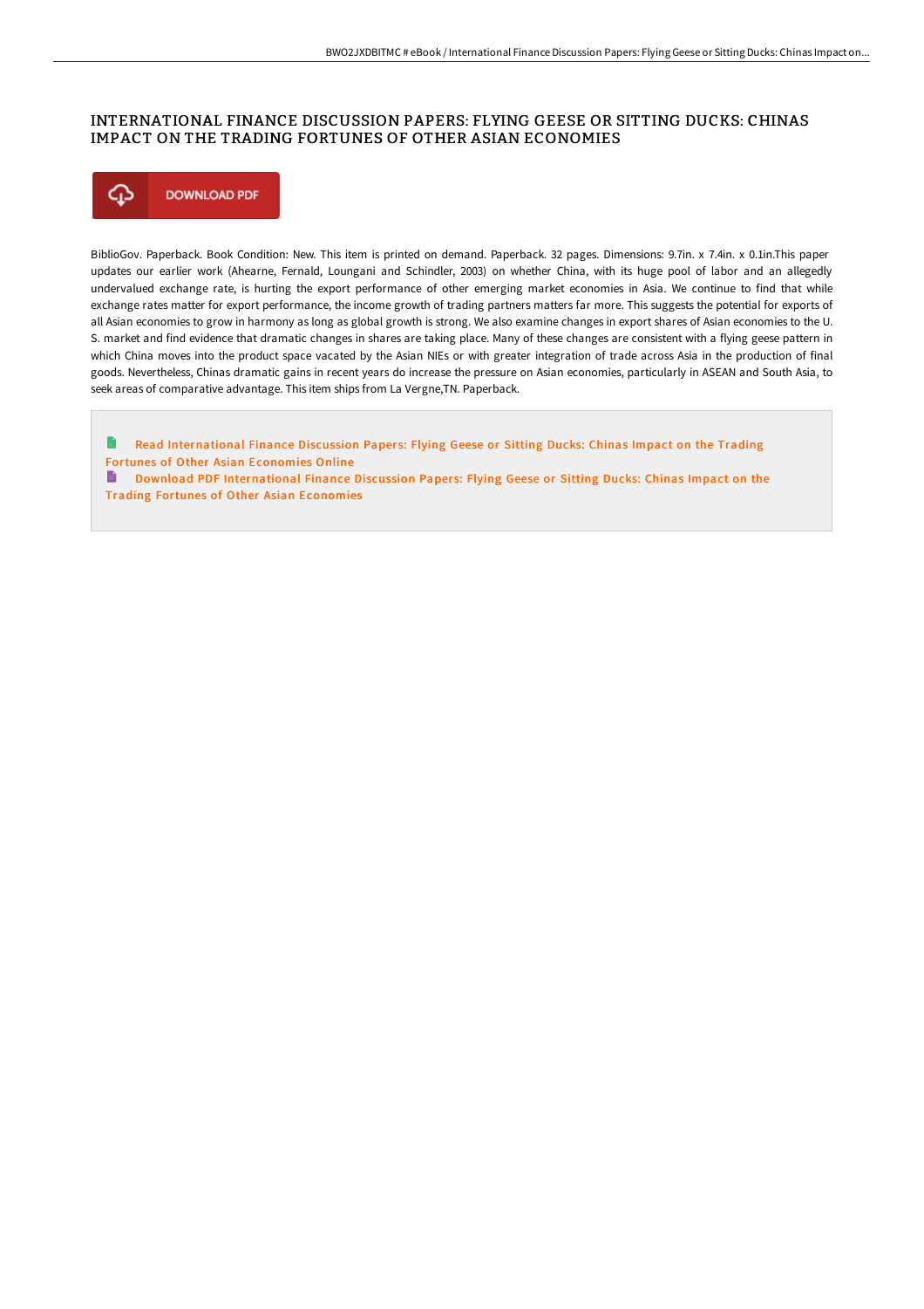# INTERNATIONAL FINANCE DISCUSSION PAPERS: FLYING GEESE OR SITTING DUCKS: CHINAS IMPACT ON THE TRADING FORTUNES OF OTHER ASIAN ECONOMIES

DOWNLOAD PDF

BiblioGov. Paperback. Book Condition: New. This item is printed on demand. Paperback. 32 pages. Dimensions: 9.7in. x 7.4in. x 0.1in.This paper updates our earlier work (Ahearne, Fernald, Loungani and Schindler, 2003) on whether China, with its huge pool of labor and an allegedly undervalued exchange rate, is hurting the export performance of other emerging market economies in Asia. We continue to find that while exchange rates matter for export performance, the income growth of trading partners matters far more. This suggests the potential for exports of all Asian economies to grow in harmony as long as global growth is strong. We also examine changes in export shares of Asian economies to the U. S. market and find evidence that dramatic changes in shares are taking place. Many of these changes are consistent with a flying geese pattern in which China moves into the product space vacated by the Asian NIEs or with greater integration of trade across Asia in the production of final goods. Nevertheless, Chinas dramatic gains in recent years do increase the pressure on Asian economies, particularly in ASEAN and South Asia, to seek areas of comparative advantage. This item ships from La Vergne,TN. Paperback.

Read International Finance Discussion Papers: Flying Geese or Sitting Ducks: Chinas Impact on the Trading Fortunes of Other Asian Economies Online

Download PDF International Finance Discussion Papers: Flying Geese or Sitting Ducks: Chinas Impact on the Trading Fortunes of Other Asian Economies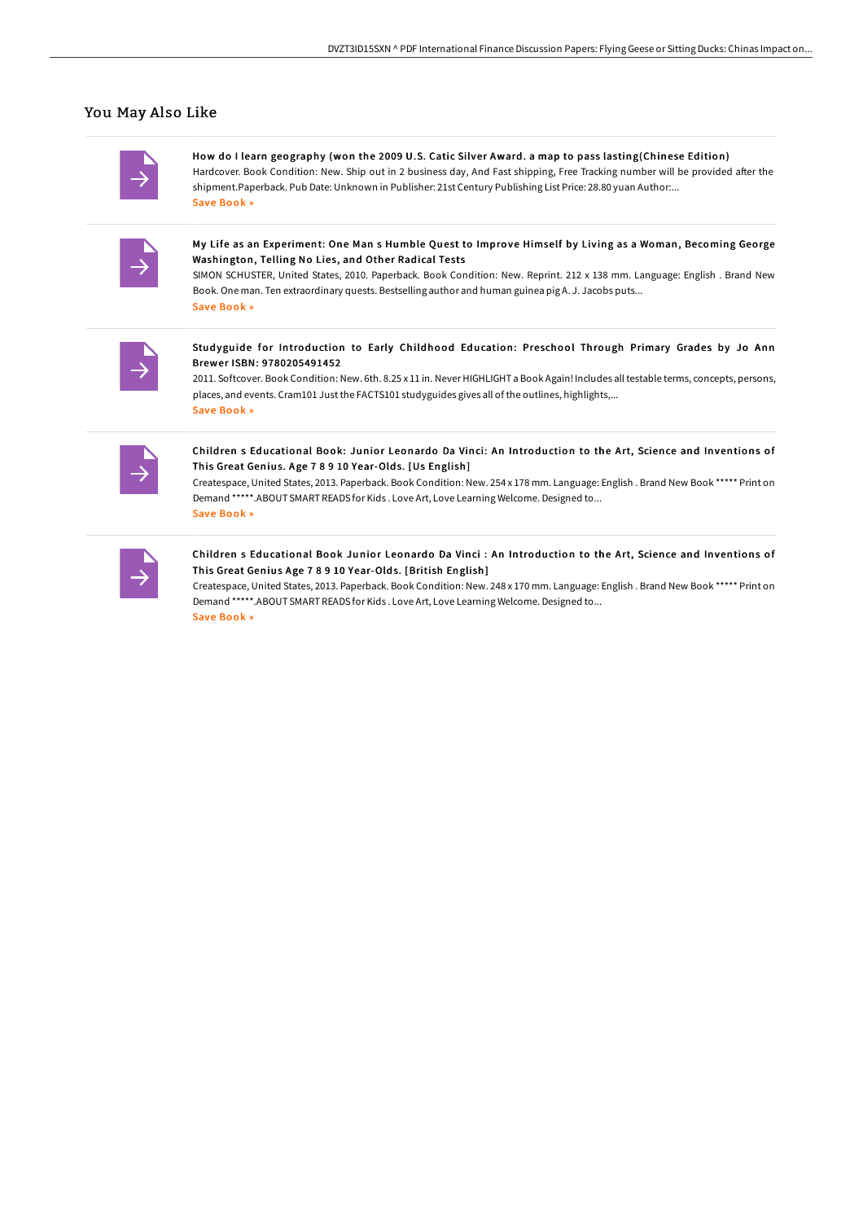## You May Also Like

**How do I learn geography (won the 2009 U.S. Catic Silver Award. a map to pass lasting(Chinese Edition)**

Hardcover. Book Condition: New. Ship out in 2 business day, And Fast shipping, Free Tracking number will be provided after the shipment.Paperback. Pub Date: Unknown in Publisher: 21st Century Publishing List Price: 28.80 yuan Author:...

Save Book »

**My Life as an Experiment: One Man s Humble Quest to Improve Himself by Living as a Woman, Becoming George Washington, Telling No Lies, and Other Radical Tests**

SIMON SCHUSTER, United States, 2010. Paperback. Book Condition: New. Reprint. 212 x 138 mm. Language: English . Brand New Book. One man. Ten extraordinary quests. Bestselling author and human guinea pig A. J. Jacobs puts...

Save Book »

**Studyguide for Introduction to Early Childhood Education: Preschool Through Primary Grades by Jo Ann Brewer ISBN: 9780205491452**

2011. Softcover. Book Condition: New. 6th. 8.25 x 11 in. Never HIGHLIGHT a Book Again! Includes all testable terms, concepts, persons, places, and events. Cram101 Just the FACTS101 studyguides gives all of the outlines, highlights,...

Save Book »

**Children s Educational Book: Junior Leonardo Da Vinci: An Introduction to the Art, Science and Inventions of This Great Genius. Age 7 8 9 10 Year-Olds. [Us English]**

Createspace, United States, 2013. Paperback. Book Condition: New. 254 x 178 mm. Language: English . Brand New Book ***** Print on Demand *****.ABOUT SMART READS for Kids . Love Art, Love Learning Welcome. Designed to...

Save Book »

**Children s Educational Book Junior Leonardo Da Vinci : An Introduction to the Art, Science and Inventions of This Great Genius Age 7 8 9 10 Year-Olds. [British English]**

Createspace, United States, 2013. Paperback. Book Condition: New. 248 x 170 mm. Language: English . Brand New Book ***** Print on Demand *****.ABOUT SMART READS for Kids . Love Art, Love Learning Welcome. Designed to...

Save Book »